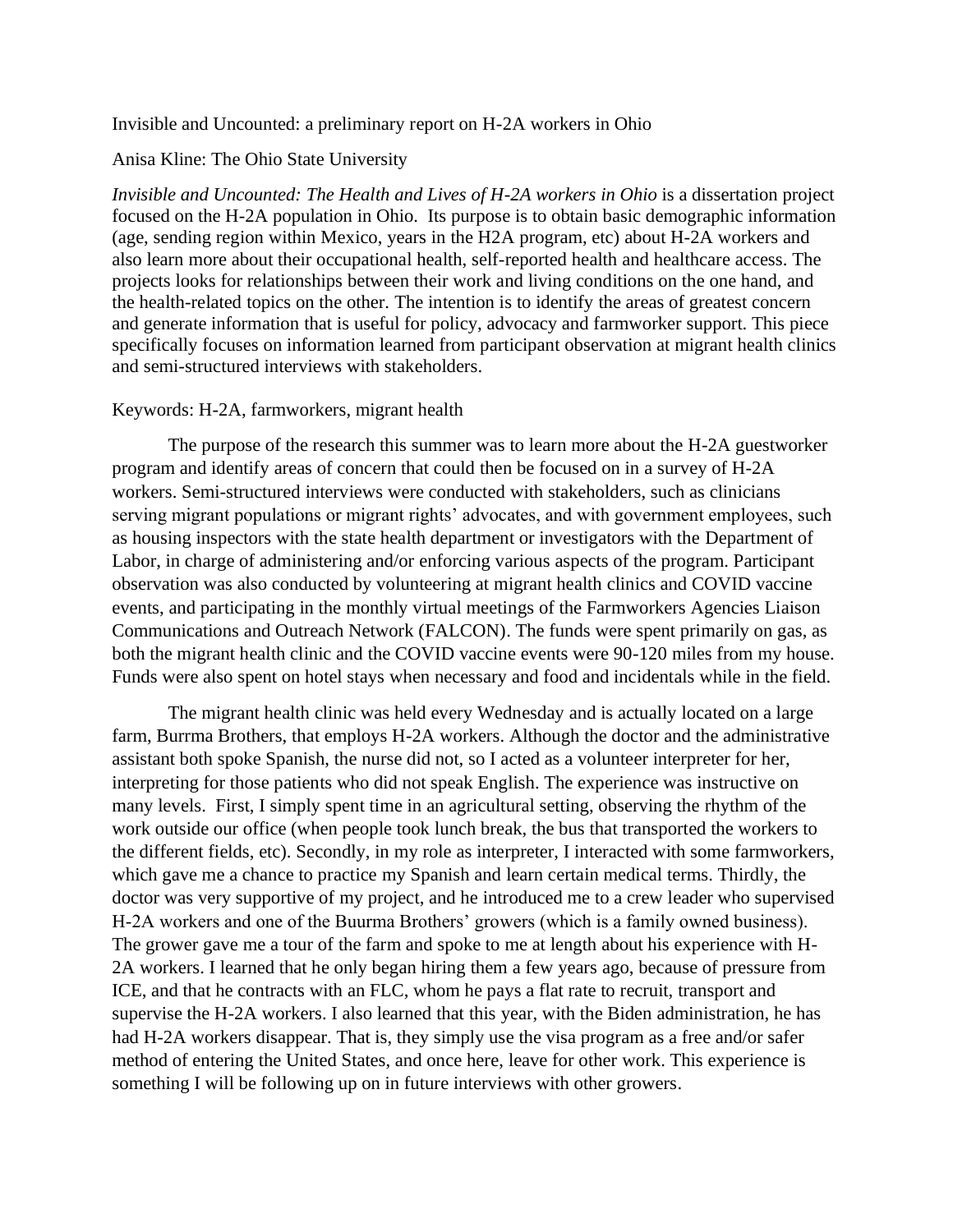Invisible and Uncounted: a preliminary report on H-2A workers in Ohio

Anisa Kline: The Ohio State University

*Invisible and Uncounted: The Health and Lives of H-2A workers in Ohio* is a dissertation project focused on the H-2A population in Ohio. Its purpose is to obtain basic demographic information (age, sending region within Mexico, years in the H2A program, etc) about H-2A workers and also learn more about their occupational health, self-reported health and healthcare access. The projects looks for relationships between their work and living conditions on the one hand, and the health-related topics on the other. The intention is to identify the areas of greatest concern and generate information that is useful for policy, advocacy and farmworker support. This piece specifically focuses on information learned from participant observation at migrant health clinics and semi-structured interviews with stakeholders.

Keywords: H-2A, farmworkers, migrant health

The purpose of the research this summer was to learn more about the H-2A guestworker program and identify areas of concern that could then be focused on in a survey of H-2A workers. Semi-structured interviews were conducted with stakeholders, such as clinicians serving migrant populations or migrant rights' advocates, and with government employees, such as housing inspectors with the state health department or investigators with the Department of Labor, in charge of administering and/or enforcing various aspects of the program. Participant observation was also conducted by volunteering at migrant health clinics and COVID vaccine events, and participating in the monthly virtual meetings of the Farmworkers Agencies Liaison Communications and Outreach Network (FALCON). The funds were spent primarily on gas, as both the migrant health clinic and the COVID vaccine events were 90-120 miles from my house. Funds were also spent on hotel stays when necessary and food and incidentals while in the field.

The migrant health clinic was held every Wednesday and is actually located on a large farm, Burrma Brothers, that employs H-2A workers. Although the doctor and the administrative assistant both spoke Spanish, the nurse did not, so I acted as a volunteer interpreter for her, interpreting for those patients who did not speak English. The experience was instructive on many levels. First, I simply spent time in an agricultural setting, observing the rhythm of the work outside our office (when people took lunch break, the bus that transported the workers to the different fields, etc). Secondly, in my role as interpreter, I interacted with some farmworkers, which gave me a chance to practice my Spanish and learn certain medical terms. Thirdly, the doctor was very supportive of my project, and he introduced me to a crew leader who supervised H-2A workers and one of the Buurma Brothers' growers (which is a family owned business). The grower gave me a tour of the farm and spoke to me at length about his experience with H-2A workers. I learned that he only began hiring them a few years ago, because of pressure from ICE, and that he contracts with an FLC, whom he pays a flat rate to recruit, transport and supervise the H-2A workers. I also learned that this year, with the Biden administration, he has had H-2A workers disappear. That is, they simply use the visa program as a free and/or safer method of entering the United States, and once here, leave for other work. This experience is something I will be following up on in future interviews with other growers.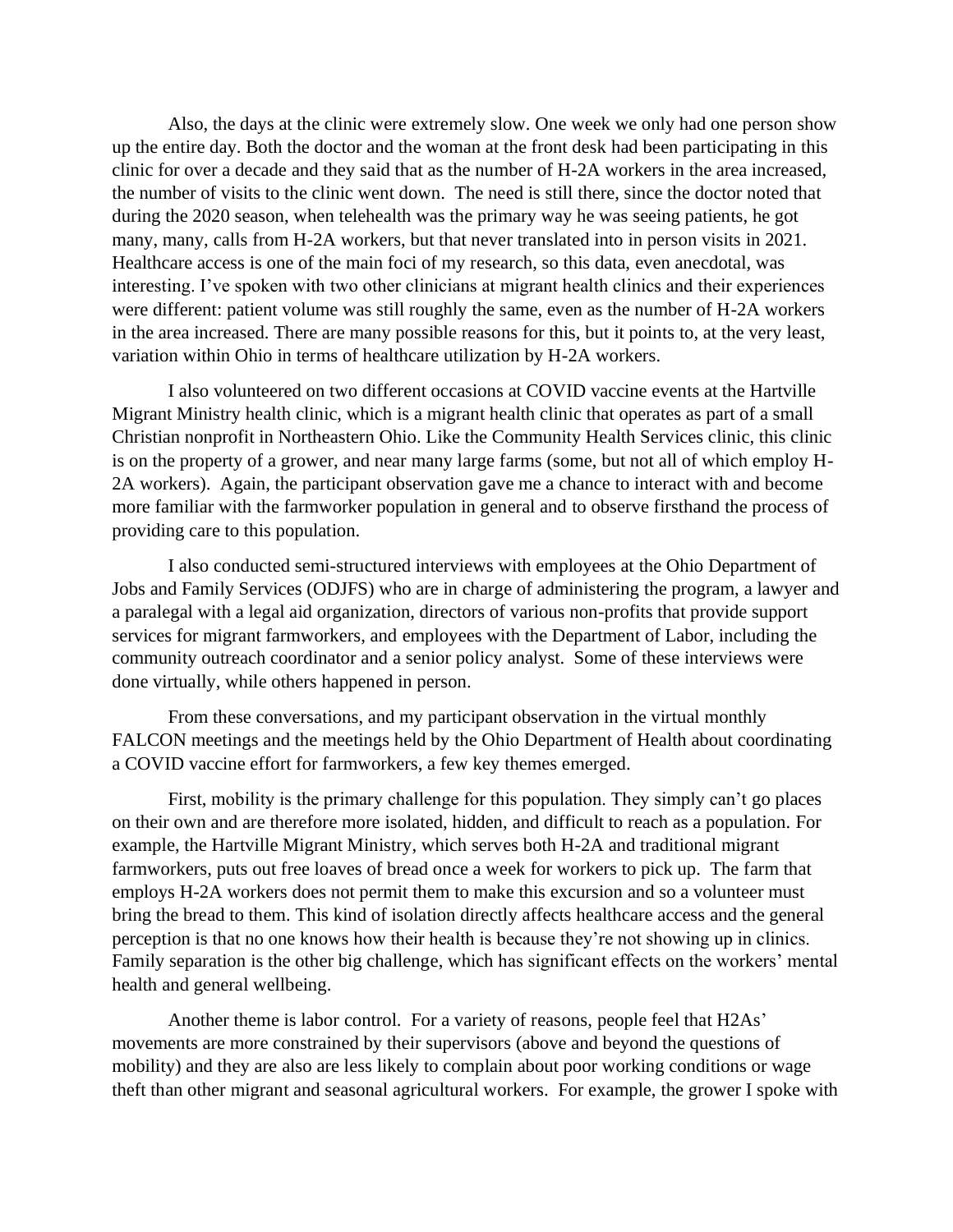Also, the days at the clinic were extremely slow. One week we only had one person show up the entire day. Both the doctor and the woman at the front desk had been participating in this clinic for over a decade and they said that as the number of H-2A workers in the area increased, the number of visits to the clinic went down. The need is still there, since the doctor noted that during the 2020 season, when telehealth was the primary way he was seeing patients, he got many, many, calls from H-2A workers, but that never translated into in person visits in 2021. Healthcare access is one of the main foci of my research, so this data, even anecdotal, was interesting. I've spoken with two other clinicians at migrant health clinics and their experiences were different: patient volume was still roughly the same, even as the number of H-2A workers in the area increased. There are many possible reasons for this, but it points to, at the very least, variation within Ohio in terms of healthcare utilization by H-2A workers.

I also volunteered on two different occasions at COVID vaccine events at the Hartville Migrant Ministry health clinic, which is a migrant health clinic that operates as part of a small Christian nonprofit in Northeastern Ohio. Like the Community Health Services clinic, this clinic is on the property of a grower, and near many large farms (some, but not all of which employ H-2A workers). Again, the participant observation gave me a chance to interact with and become more familiar with the farmworker population in general and to observe firsthand the process of providing care to this population.

I also conducted semi-structured interviews with employees at the Ohio Department of Jobs and Family Services (ODJFS) who are in charge of administering the program, a lawyer and a paralegal with a legal aid organization, directors of various non-profits that provide support services for migrant farmworkers, and employees with the Department of Labor, including the community outreach coordinator and a senior policy analyst. Some of these interviews were done virtually, while others happened in person.

From these conversations, and my participant observation in the virtual monthly FALCON meetings and the meetings held by the Ohio Department of Health about coordinating a COVID vaccine effort for farmworkers, a few key themes emerged.

First, mobility is the primary challenge for this population. They simply can't go places on their own and are therefore more isolated, hidden, and difficult to reach as a population. For example, the Hartville Migrant Ministry, which serves both H-2A and traditional migrant farmworkers, puts out free loaves of bread once a week for workers to pick up. The farm that employs H-2A workers does not permit them to make this excursion and so a volunteer must bring the bread to them. This kind of isolation directly affects healthcare access and the general perception is that no one knows how their health is because they're not showing up in clinics. Family separation is the other big challenge, which has significant effects on the workers' mental health and general wellbeing.

Another theme is labor control. For a variety of reasons, people feel that H2As' movements are more constrained by their supervisors (above and beyond the questions of mobility) and they are also are less likely to complain about poor working conditions or wage theft than other migrant and seasonal agricultural workers. For example, the grower I spoke with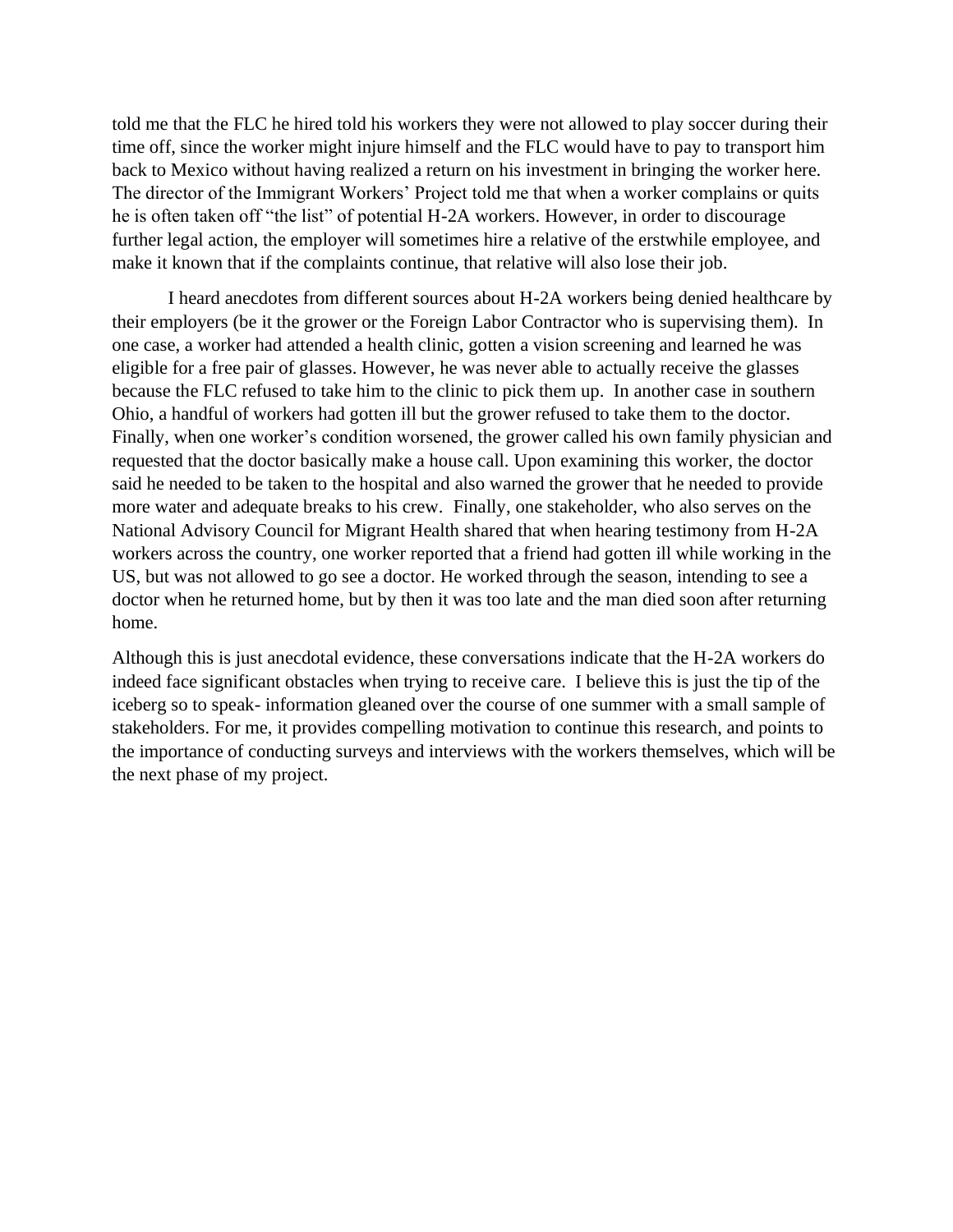told me that the FLC he hired told his workers they were not allowed to play soccer during their time off, since the worker might injure himself and the FLC would have to pay to transport him back to Mexico without having realized a return on his investment in bringing the worker here. The director of the Immigrant Workers' Project told me that when a worker complains or quits he is often taken off "the list" of potential H-2A workers. However, in order to discourage further legal action, the employer will sometimes hire a relative of the erstwhile employee, and make it known that if the complaints continue, that relative will also lose their job.

I heard anecdotes from different sources about H-2A workers being denied healthcare by their employers (be it the grower or the Foreign Labor Contractor who is supervising them). In one case, a worker had attended a health clinic, gotten a vision screening and learned he was eligible for a free pair of glasses. However, he was never able to actually receive the glasses because the FLC refused to take him to the clinic to pick them up. In another case in southern Ohio, a handful of workers had gotten ill but the grower refused to take them to the doctor. Finally, when one worker's condition worsened, the grower called his own family physician and requested that the doctor basically make a house call. Upon examining this worker, the doctor said he needed to be taken to the hospital and also warned the grower that he needed to provide more water and adequate breaks to his crew. Finally, one stakeholder, who also serves on the National Advisory Council for Migrant Health shared that when hearing testimony from H-2A workers across the country, one worker reported that a friend had gotten ill while working in the US, but was not allowed to go see a doctor. He worked through the season, intending to see a doctor when he returned home, but by then it was too late and the man died soon after returning home.

Although this is just anecdotal evidence, these conversations indicate that the H-2A workers do indeed face significant obstacles when trying to receive care. I believe this is just the tip of the iceberg so to speak- information gleaned over the course of one summer with a small sample of stakeholders. For me, it provides compelling motivation to continue this research, and points to the importance of conducting surveys and interviews with the workers themselves, which will be the next phase of my project.